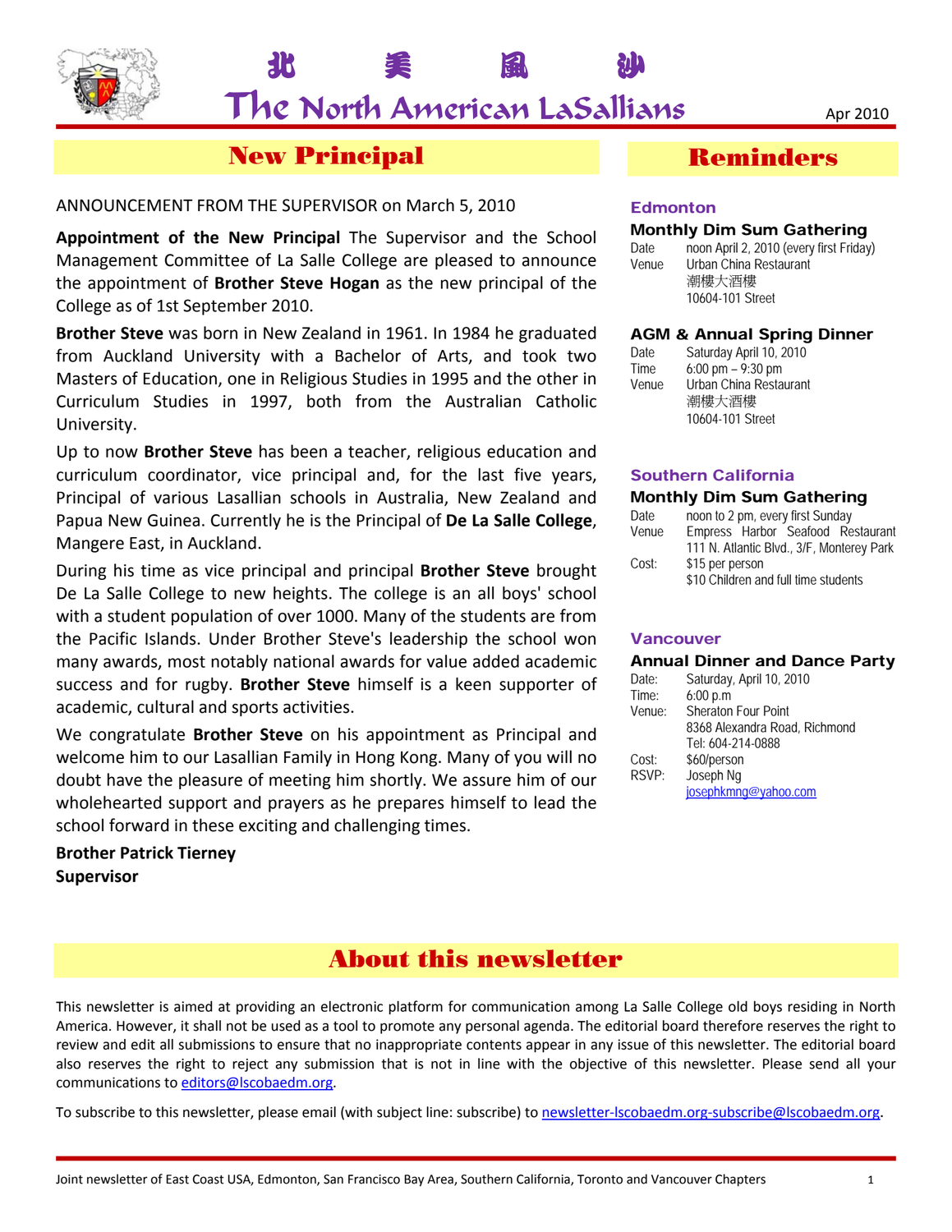# 北 美 風 沙

# The North American LaSallians

Apr 2010

## New Principal

ANNOUNCEMENT FROM THE SUPERVISOR on March 5, 2010

**Appointment of the New Principal** The Supervisor and the School Management Committee of La Salle College are pleased to announce the appointment of **Brother Steve Hogan** as the new principal of the College as of 1st September 2010.

**Brother Steve** was born in New Zealand in 1961. In 1984 he graduated from Auckland University with a Bachelor of Arts, and took two Masters of Education, one in Religious Studies in 1995 and the other in Curriculum Studies in 1997, both from the Australian Catholic University.

Up to now **Brother Steve** has been a teacher, religious education and curriculum coordinator, vice principal and, for the last five years, Principal of various Lasallian schools in Australia, New Zealand and Papua New Guinea. Currently he is the Principal of **De La Salle College**, Mangere East, in Auckland.

During his time as vice principal and principal **Brother Steve** brought De La Salle College to new heights. The college is an all boys' school with a student population of over 1000. Many of the students are from the Pacific Islands. Under Brother Steve's leadership the school won many awards, most notably national awards for value added academic success and for rugby. **Brother Steve** himself is a keen supporter of academic, cultural and sports activities.

We congratulate **Brother Steve** on his appointment as Principal and welcome him to our Lasallian Family in Hong Kong. Many of you will no doubt have the pleasure of meeting him shortly. We assure him of our wholehearted support and prayers as he prepares himself to lead the school forward in these exciting and challenging times.

**Brother Patrick Tierney**
**Supervisor**

## Reminders

### Edmonton

#### Monthly Dim Sum Gathering

Date: noon April 2, 2010 (every first Friday)
Venue: Urban China Restaurant
潮樓大酒樓
10604-101 Street

#### AGM & Annual Spring Dinner

Date: Saturday April 10, 2010
Time: 6:00 pm – 9:30 pm
Venue: Urban China Restaurant
潮樓大酒樓
10604-101 Street

### Southern California

#### Monthly Dim Sum Gathering

Date: noon to 2 pm, every first Sunday
Venue: Empress Harbor Seafood Restaurant
111 N. Atlantic Blvd., 3/F, Monterey Park
Cost: $15 per person
$10 Children and full time students

### Vancouver

#### Annual Dinner and Dance Party

Date: Saturday, April 10, 2010
Time: 6:00 p.m
Venue: Sheraton Four Point
8368 Alexandra Road, Richmond
Tel: 604-214-0888
Cost: $60/person
RSVP: Joseph Ng
josephkmng@yahoo.com

## About this newsletter

This newsletter is aimed at providing an electronic platform for communication among La Salle College old boys residing in North America. However, it shall not be used as a tool to promote any personal agenda. The editorial board therefore reserves the right to review and edit all submissions to ensure that no inappropriate contents appear in any issue of this newsletter. The editorial board also reserves the right to reject any submission that is not in line with the objective of this newsletter. Please send all your communications to editors@lscobaedm.org.

To subscribe to this newsletter, please email (with subject line: subscribe) to newsletter-lscobaedm.org-subscribe@lscobaedm.org.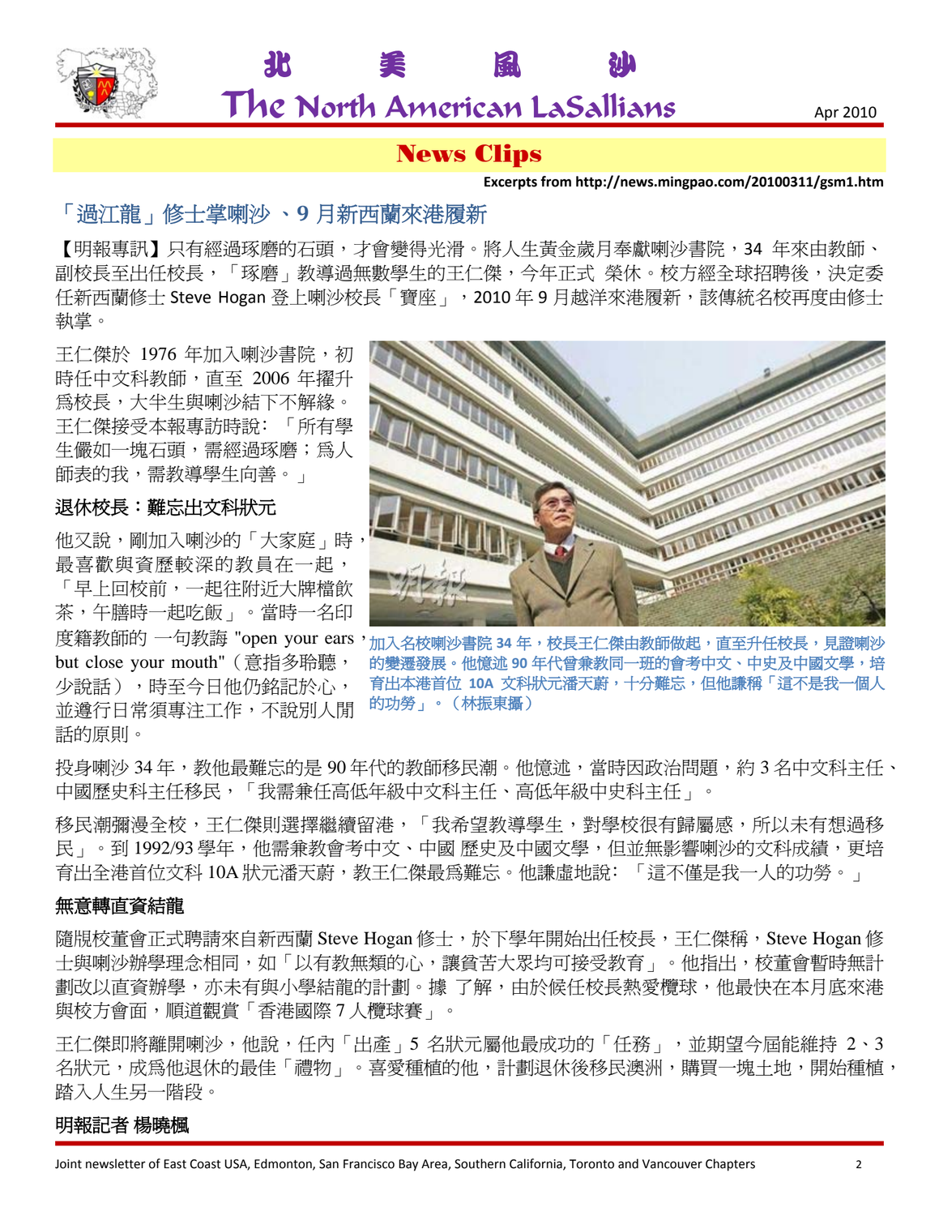## News Clips

**Excerpts from http://news.mingpao.com/20100311/gsm1.htm**

### 「過江龍」修士掌喇沙 、9 月新西蘭來港履新

【明報專訊】只有經過琢磨的石頭，才會變得光滑。將人生黃金歲月奉獻喇沙書院，34 年來由教師、副校長至出任校長，「琢磨」教導過無數學生的王仁傑，今年正式 榮休。校方經全球招聘後，決定委任新西蘭修士 Steve Hogan 登上喇沙校長「寶座」，2010 年 9 月越洋來港履新，該傳統名校再度由修士執掌。

王仁傑於 1976 年加入喇沙書院，初時任中文科教師，直至 2006 年擢升為校長，大半生與喇沙結下不解緣。王仁傑接受本報專訪時說：「所有學生儼如一塊石頭，需經過琢磨；為人師表的我，需教導學生向善。」

加入名校喇沙書院 34 年，校長王仁傑由教師做起，直至升任校長，見證喇沙的變遷發展。他憶述 90 年代曾兼教同一班的會考中文、中史及中國文學，培育出本港首位 10A 文科狀元潘天蔚，十分難忘，但他謙稱「這不是我一個人的功勞」。（林振東攝）

**退休校長：難忘出文科狀元**

他又說，剛加入喇沙的「大家庭」時，最喜歡與資歷較深的教員在一起，「早上回校前，一起往附近大牌檔飲茶，午膳時一起吃飯」。當時一名印度籍教師的 一句教誨 "open your ears but close your mouth"（意指多聆聽，少說話），時至今日他仍銘記於心，並遵行日常須專注工作，不說別人閒話的原則。

投身喇沙 34 年，教他最難忘的是 90 年代的教師移民潮。他憶述，當時因政治問題，約 3 名中文科主任、中國歷史科主任移民，「我需兼任高低年級中文科主任、高低年級中史科主任」。

移民潮彌漫全校，王仁傑則選擇繼續留港，「我希望教導學生，對學校很有歸屬感，所以未有想過移民」。到 1992/93 學年，他需兼教會考中文、中國 歷史及中國文學，但並無影響喇沙的文科成績，更培育出全港首位文科 10A 狀元潘天蔚，教王仁傑最為難忘。他謙虛地說：「這不僅是我一人的功勞。」

**無意轉直資結龍**

隨着校董會正式聘請來自新西蘭 Steve Hogan 修士，於下學年開始出任校長，王仁傑稱，Steve Hogan 修士與喇沙辦學理念相同，如「以有教無類的心，讓貧苦大眾均可接受教育」。他指出，校董會暫時無計劃改以直資辦學，亦未有與小學結龍的計劃。據 了解，由於候任校長熱愛欖球，他最快在本月底來港與校方會面，順道觀賞「香港國際 7 人欖球賽」。

王仁傑即將離開喇沙，他說，任內「出產」5 名狀元屬他最成功的「任務」，並期望今屆能維持 2、3 名狀元，成為他退休的最佳「禮物」。喜愛種植的他，計劃退休後移民澳洲，購買一塊土地，開始種植，踏入人生另一階段。

**明報記者 楊曉楓**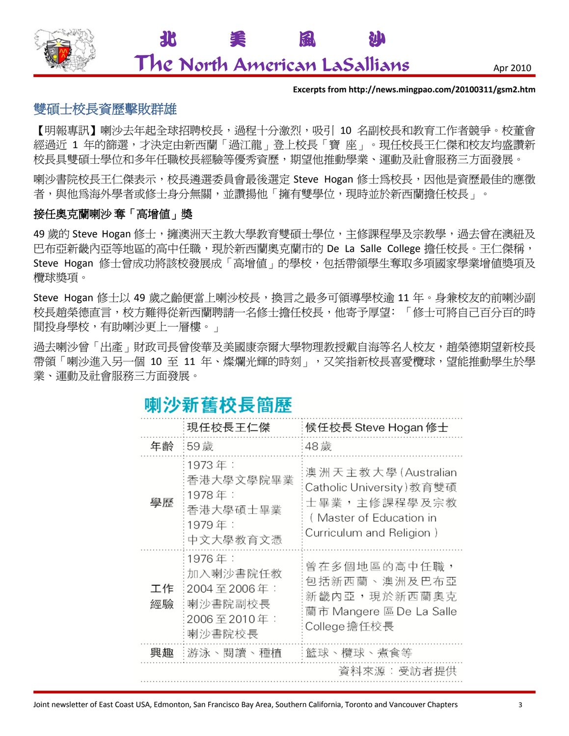Excerpts from http://news.mingpao.com/20100311/gsm2.htm

## 雙碩士校長資歷擊敗群雄

【明報專訊】喇沙去年起全球招聘校長，過程十分激烈，吸引 10 名副校長和教育工作者競爭。校董會經過近 1 年的篩選，才決定由新西蘭「過江龍」登上校長「寶 座」。現任校長王仁傑和校友均盛讚新校長具雙碩士學位和多年任職校長經驗等優秀資歷，期望他推動學業、運動及社會服務三方面發展。

喇沙書院校長王仁傑表示，校長遴選委員會最後選定 Steve Hogan 修士為校長，因他是資歷最佳的應徵者，與他為海外學者或修士身分無關，並讚揚他「擁有雙學位，現時並於新西蘭擔任校長」。

### 接任奧克蘭喇沙 奪「高增值」獎

49 歲的 Steve Hogan 修士，擁澳洲天主教大學教育雙碩士學位，主修課程學及宗教學，過去曾在澳紐及巴布亞新畿內亞等地區的高中任職，現於新西蘭奧克蘭市的 De La Salle College 擔任校長。王仁傑稱，Steve Hogan 修士曾成功將該校發展成「高增值」的學校，包括帶領學生奪取多項國家學業增值獎項及欖球獎項。

Steve Hogan 修士以 49 歲之齡便當上喇沙校長，換言之最多可領導學校逾 11 年。身兼校友的前喇沙副校長趙榮德直言，校方難得從新西蘭聘請一名修士擔任校長，他寄予厚望：「修士可將自己百分百的時間投身學校，有助喇沙更上一層樓。」

過去喇沙曾「出產」財政司長曾俊華及美國康奈爾大學物理教授戴自海等名人校友，趙榮德期望新校長帶領「喇沙進入另一個 10 至 11 年、燦爛光輝的時刻」，又笑指新校長喜愛欖球，望能推動學生於學業、運動及社會服務三方面發展。

### 喇沙新舊校長簡歷

| | 現任校長王仁傑 | 候任校長 Steve Hogan 修士 |
|---|---|---|
| 年齡 | 59 歲 | 48 歲 |
| 學歷 | 1973 年：香港大學文學院畢業<br>1978 年：香港大學碩士畢業<br>1979 年：中文大學教育文憑 | 澳洲天主教大學(Australian Catholic University)教育雙碩士畢業，主修課程學及宗教 ( Master of Education in Curriculum and Religion ) |
| 工作經驗 | 1976 年：加入喇沙書院任教<br>2004 至 2006 年：喇沙書院副校長<br>2006 至 2010 年：喇沙書院校長 | 曾在多個地區的高中任職，包括新西蘭、澳洲及巴布亞新畿內亞，現於新西蘭奧克蘭市 Mangere 區 De La Salle College 擔任校長 |
| 興趣 | 游泳、閱讀、種植 | 籃球、欖球、煮食等 |

資料來源：受訪者提供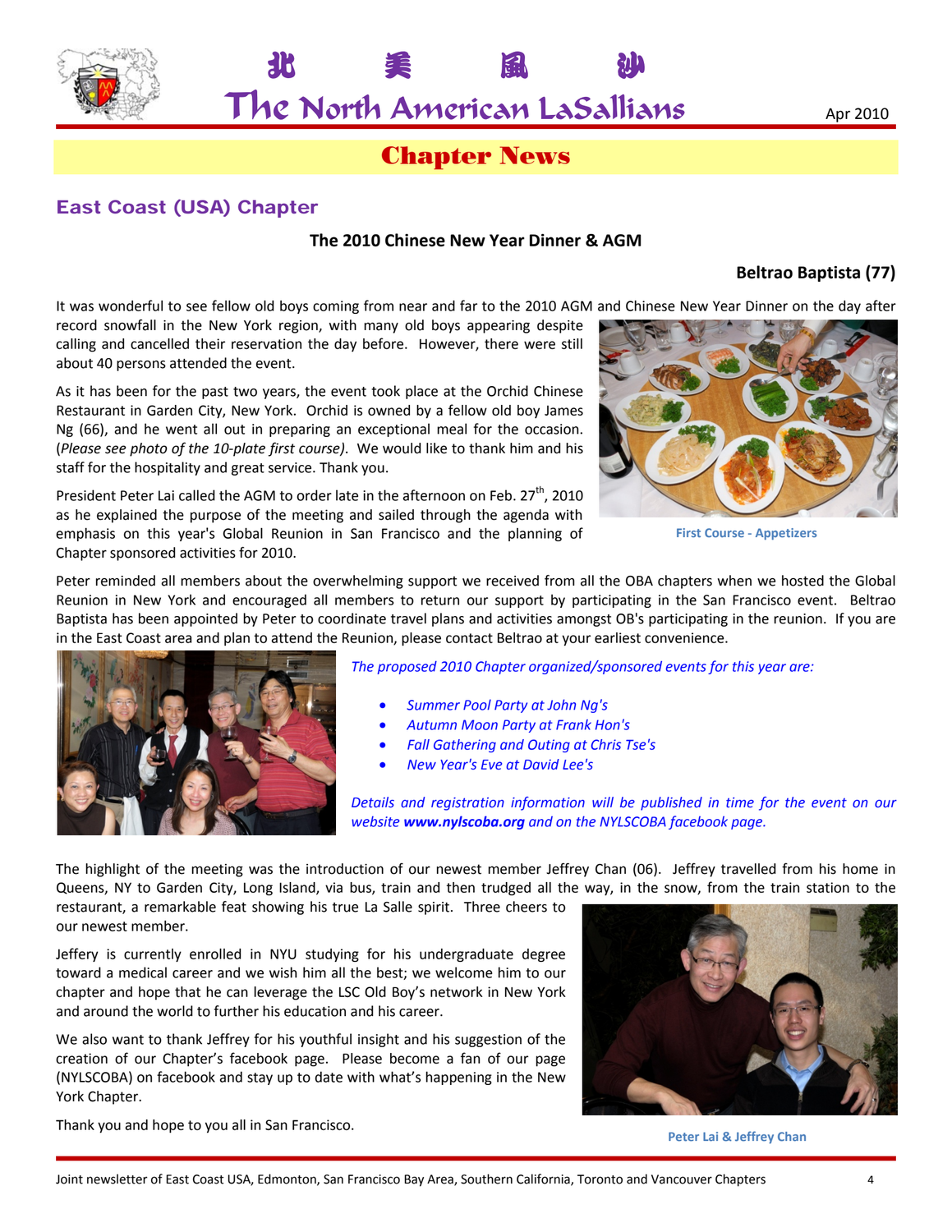# 北 美 風 沙

# The North American LaSallians

Apr 2010

## Chapter News

### East Coast (USA) Chapter

**The 2010 Chinese New Year Dinner & AGM**

**Beltrao Baptista (77)**

It was wonderful to see fellow old boys coming from near and far to the 2010 AGM and Chinese New Year Dinner on the day after record snowfall in the New York region, with many old boys appearing despite calling and cancelled their reservation the day before. However, there were still about 40 persons attended the event.

As it has been for the past two years, the event took place at the Orchid Chinese Restaurant in Garden City, New York. Orchid is owned by a fellow old boy James Ng (66), and he went all out in preparing an exceptional meal for the occasion. (*Please see photo of the 10-plate first course)*. We would like to thank him and his staff for the hospitality and great service. Thank you.

First Course - Appetizers

President Peter Lai called the AGM to order late in the afternoon on Feb. 27th, 2010 as he explained the purpose of the meeting and sailed through the agenda with emphasis on this year's Global Reunion in San Francisco and the planning of Chapter sponsored activities for 2010.

Peter reminded all members about the overwhelming support we received from all the OBA chapters when we hosted the Global Reunion in New York and encouraged all members to return our support by participating in the San Francisco event. Beltrao Baptista has been appointed by Peter to coordinate travel plans and activities amongst OB's participating in the reunion. If you are in the East Coast area and plan to attend the Reunion, please contact Beltrao at your earliest convenience.

*The proposed 2010 Chapter organized/sponsored events for this year are:*

- *Summer Pool Party at John Ng's*
- *Autumn Moon Party at Frank Hon's*
- *Fall Gathering and Outing at Chris Tse's*
- *New Year's Eve at David Lee's*

*Details and registration information will be published in time for the event on our website* ***www.nylscoba.org*** *and on the NYLSCOBA facebook page.*

The highlight of the meeting was the introduction of our newest member Jeffrey Chan (06). Jeffrey travelled from his home in Queens, NY to Garden City, Long Island, via bus, train and then trudged all the way, in the snow, from the train station to the restaurant, a remarkable feat showing his true La Salle spirit. Three cheers to our newest member.

Jeffery is currently enrolled in NYU studying for his undergraduate degree toward a medical career and we wish him all the best; we welcome him to our chapter and hope that he can leverage the LSC Old Boy's network in New York and around the world to further his education and his career.

We also want to thank Jeffrey for his youthful insight and his suggestion of the creation of our Chapter's facebook page. Please become a fan of our page (NYLSCOBA) on facebook and stay up to date with what's happening in the New York Chapter.

Thank you and hope to you all in San Francisco.

Peter Lai & Jeffrey Chan

Joint newsletter of East Coast USA, Edmonton, San Francisco Bay Area, Southern California, Toronto and Vancouver Chapters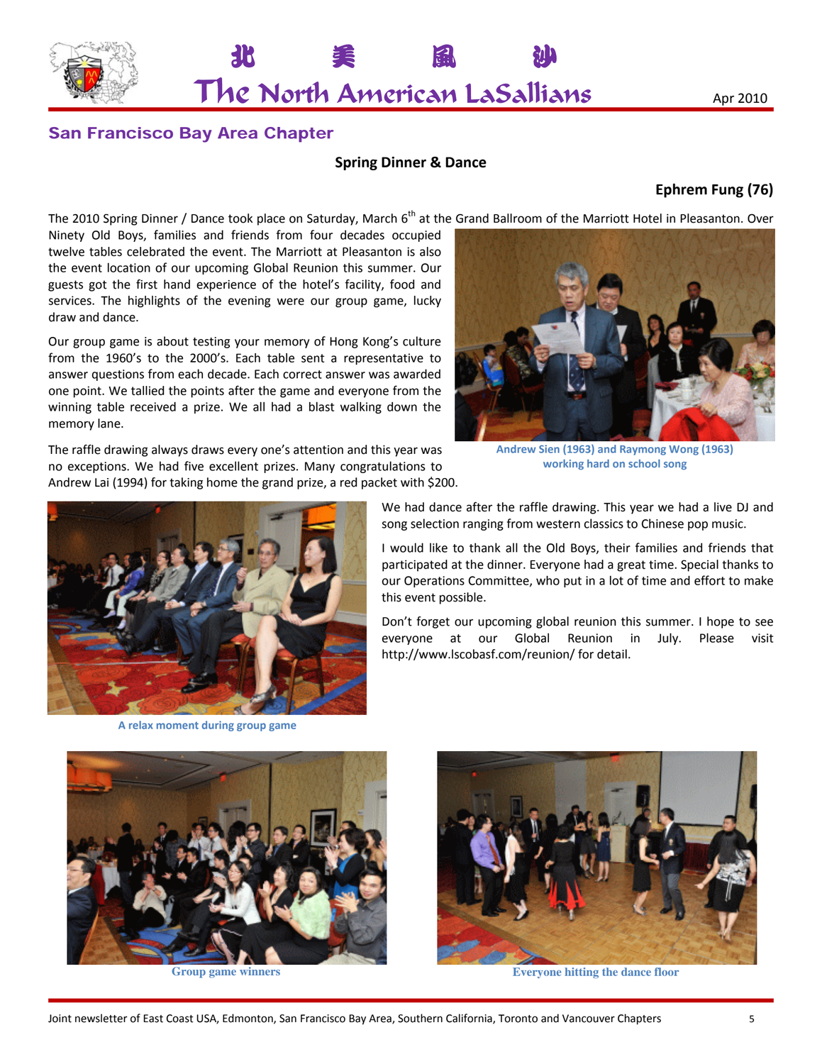## San Francisco Bay Area Chapter

### Spring Dinner & Dance

**Ephrem Fung (76)**

The 2010 Spring Dinner / Dance took place on Saturday, March 6th at the Grand Ballroom of the Marriott Hotel in Pleasanton. Over Ninety Old Boys, families and friends from four decades occupied twelve tables celebrated the event. The Marriott at Pleasanton is also the event location of our upcoming Global Reunion this summer. Our guests got the first hand experience of the hotel's facility, food and services. The highlights of the evening were our group game, lucky draw and dance.

Our group game is about testing your memory of Hong Kong's culture from the 1960's to the 2000's. Each table sent a representative to answer questions from each decade. Each correct answer was awarded one point. We tallied the points after the game and everyone from the winning table received a prize. We all had a blast walking down the memory lane.

Andrew Sien (1963) and Raymong Wong (1963) working hard on school song

The raffle drawing always draws every one's attention and this year was no exceptions. We had five excellent prizes. Many congratulations to Andrew Lai (1994) for taking home the grand prize, a red packet with $200.

A relax moment during group game

We had dance after the raffle drawing. This year we had a live DJ and song selection ranging from western classics to Chinese pop music.

I would like to thank all the Old Boys, their families and friends that participated at the dinner. Everyone had a great time. Special thanks to our Operations Committee, who put in a lot of time and effort to make this event possible.

Don't forget our upcoming global reunion this summer. I hope to see everyone at our Global Reunion in July. Please visit http://www.lscobasf.com/reunion/ for detail.

Group game winners

Everyone hitting the dance floor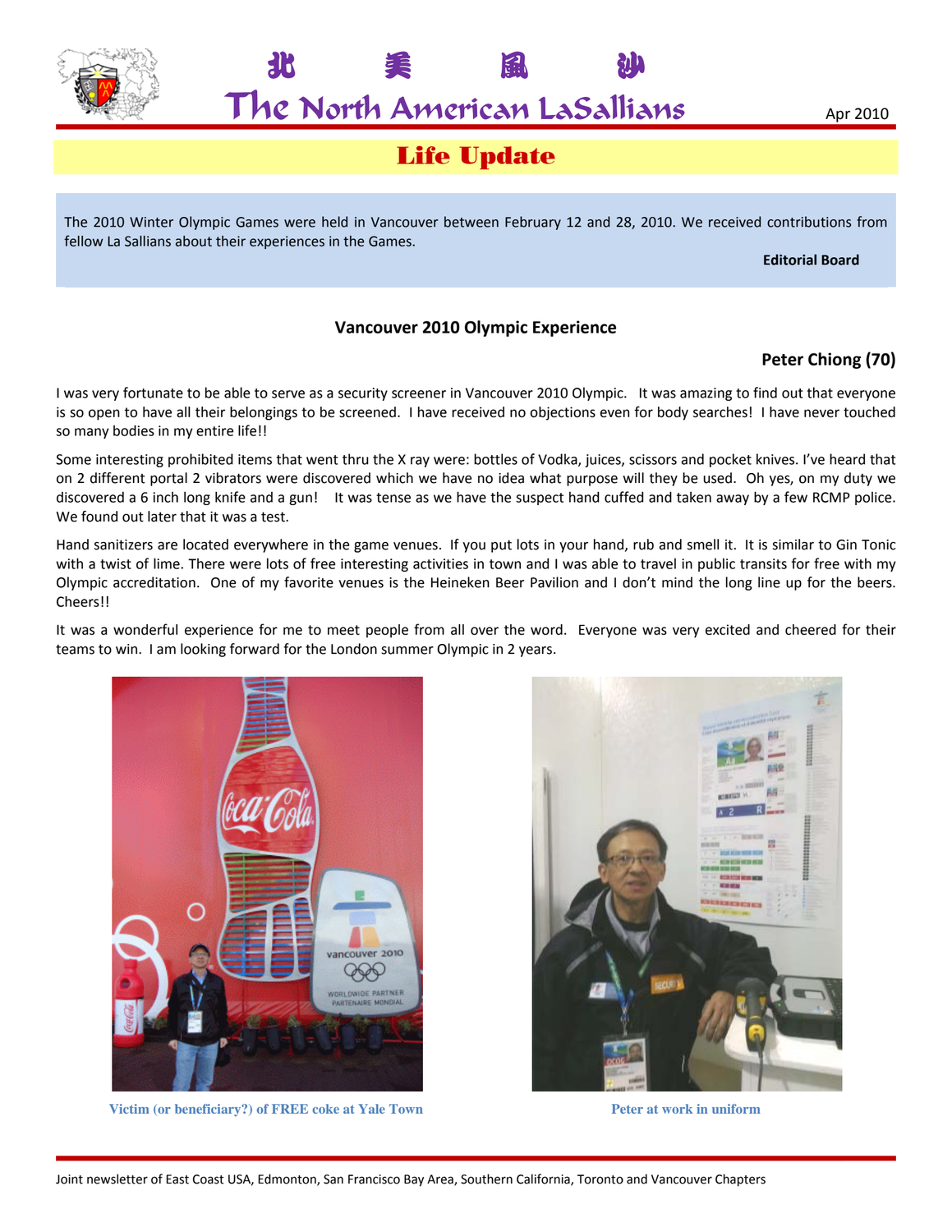# 北 美 風 沙

# The North American LaSallians

Apr 2010

## Life Update

The 2010 Winter Olympic Games were held in Vancouver between February 12 and 28, 2010. We received contributions from fellow La Sallians about their experiences in the Games.

**Editorial Board**

### Vancouver 2010 Olympic Experience

**Peter Chiong (70)**

I was very fortunate to be able to serve as a security screener in Vancouver 2010 Olympic. It was amazing to find out that everyone is so open to have all their belongings to be screened. I have received no objections even for body searches! I have never touched so many bodies in my entire life!!

Some interesting prohibited items that went thru the X ray were: bottles of Vodka, juices, scissors and pocket knives. I've heard that on 2 different portal 2 vibrators were discovered which we have no idea what purpose will they be used. Oh yes, on my duty we discovered a 6 inch long knife and a gun! It was tense as we have the suspect hand cuffed and taken away by a few RCMP police. We found out later that it was a test.

Hand sanitizers are located everywhere in the game venues. If you put lots in your hand, rub and smell it. It is similar to Gin Tonic with a twist of lime. There were lots of free interesting activities in town and I was able to travel in public transits for free with my Olympic accreditation. One of my favorite venues is the Heineken Beer Pavilion and I don't mind the long line up for the beers. Cheers!!

It was a wonderful experience for me to meet people from all over the word. Everyone was very excited and cheered for their teams to win. I am looking forward for the London summer Olympic in 2 years.

Victim (or beneficiary?) of FREE coke at Yale Town

Peter at work in uniform

Joint newsletter of East Coast USA, Edmonton, San Francisco Bay Area, Southern California, Toronto and Vancouver Chapters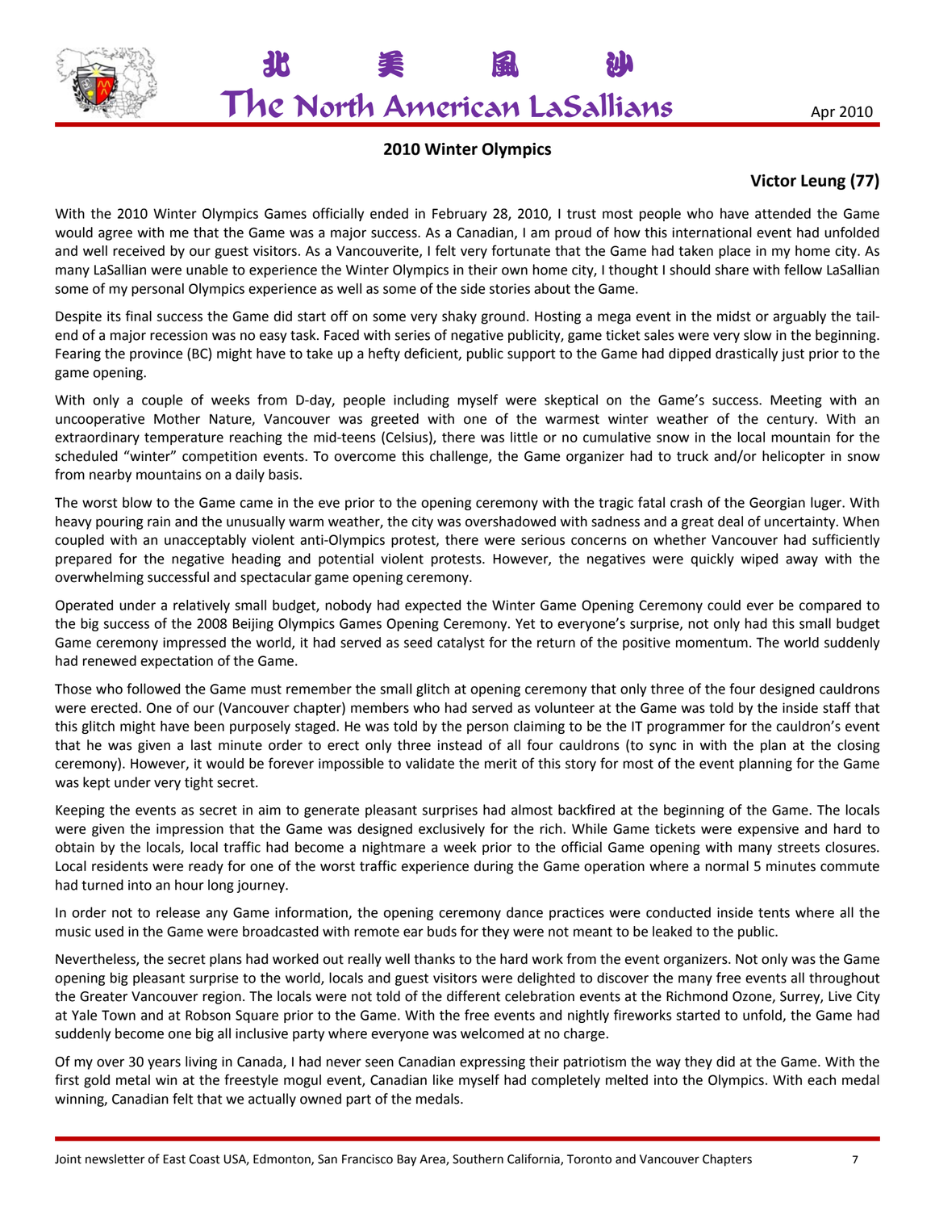## 2010 Winter Olympics

**Victor Leung (77)**

With the 2010 Winter Olympics Games officially ended in February 28, 2010, I trust most people who have attended the Game would agree with me that the Game was a major success. As a Canadian, I am proud of how this international event had unfolded and well received by our guest visitors. As a Vancouverite, I felt very fortunate that the Game had taken place in my home city. As many LaSallian were unable to experience the Winter Olympics in their own home city, I thought I should share with fellow LaSallian some of my personal Olympics experience as well as some of the side stories about the Game.

Despite its final success the Game did start off on some very shaky ground. Hosting a mega event in the midst or arguably the tail-end of a major recession was no easy task. Faced with series of negative publicity, game ticket sales were very slow in the beginning. Fearing the province (BC) might have to take up a hefty deficient, public support to the Game had dipped drastically just prior to the game opening.

With only a couple of weeks from D-day, people including myself were skeptical on the Game's success. Meeting with an uncooperative Mother Nature, Vancouver was greeted with one of the warmest winter weather of the century. With an extraordinary temperature reaching the mid-teens (Celsius), there was little or no cumulative snow in the local mountain for the scheduled "winter" competition events. To overcome this challenge, the Game organizer had to truck and/or helicopter in snow from nearby mountains on a daily basis.

The worst blow to the Game came in the eve prior to the opening ceremony with the tragic fatal crash of the Georgian luger. With heavy pouring rain and the unusually warm weather, the city was overshadowed with sadness and a great deal of uncertainty. When coupled with an unacceptably violent anti-Olympics protest, there were serious concerns on whether Vancouver had sufficiently prepared for the negative heading and potential violent protests. However, the negatives were quickly wiped away with the overwhelming successful and spectacular game opening ceremony.

Operated under a relatively small budget, nobody had expected the Winter Game Opening Ceremony could ever be compared to the big success of the 2008 Beijing Olympics Games Opening Ceremony. Yet to everyone's surprise, not only had this small budget Game ceremony impressed the world, it had served as seed catalyst for the return of the positive momentum. The world suddenly had renewed expectation of the Game.

Those who followed the Game must remember the small glitch at opening ceremony that only three of the four designed cauldrons were erected. One of our (Vancouver chapter) members who had served as volunteer at the Game was told by the inside staff that this glitch might have been purposely staged. He was told by the person claiming to be the IT programmer for the cauldron's event that he was given a last minute order to erect only three instead of all four cauldrons (to sync in with the plan at the closing ceremony). However, it would be forever impossible to validate the merit of this story for most of the event planning for the Game was kept under very tight secret.

Keeping the events as secret in aim to generate pleasant surprises had almost backfired at the beginning of the Game. The locals were given the impression that the Game was designed exclusively for the rich. While Game tickets were expensive and hard to obtain by the locals, local traffic had become a nightmare a week prior to the official Game opening with many streets closures. Local residents were ready for one of the worst traffic experience during the Game operation where a normal 5 minutes commute had turned into an hour long journey.

In order not to release any Game information, the opening ceremony dance practices were conducted inside tents where all the music used in the Game were broadcasted with remote ear buds for they were not meant to be leaked to the public.

Nevertheless, the secret plans had worked out really well thanks to the hard work from the event organizers. Not only was the Game opening big pleasant surprise to the world, locals and guest visitors were delighted to discover the many free events all throughout the Greater Vancouver region. The locals were not told of the different celebration events at the Richmond Ozone, Surrey, Live City at Yale Town and at Robson Square prior to the Game. With the free events and nightly fireworks started to unfold, the Game had suddenly become one big all inclusive party where everyone was welcomed at no charge.

Of my over 30 years living in Canada, I had never seen Canadian expressing their patriotism the way they did at the Game. With the first gold metal win at the freestyle mogul event, Canadian like myself had completely melted into the Olympics. With each medal winning, Canadian felt that we actually owned part of the medals.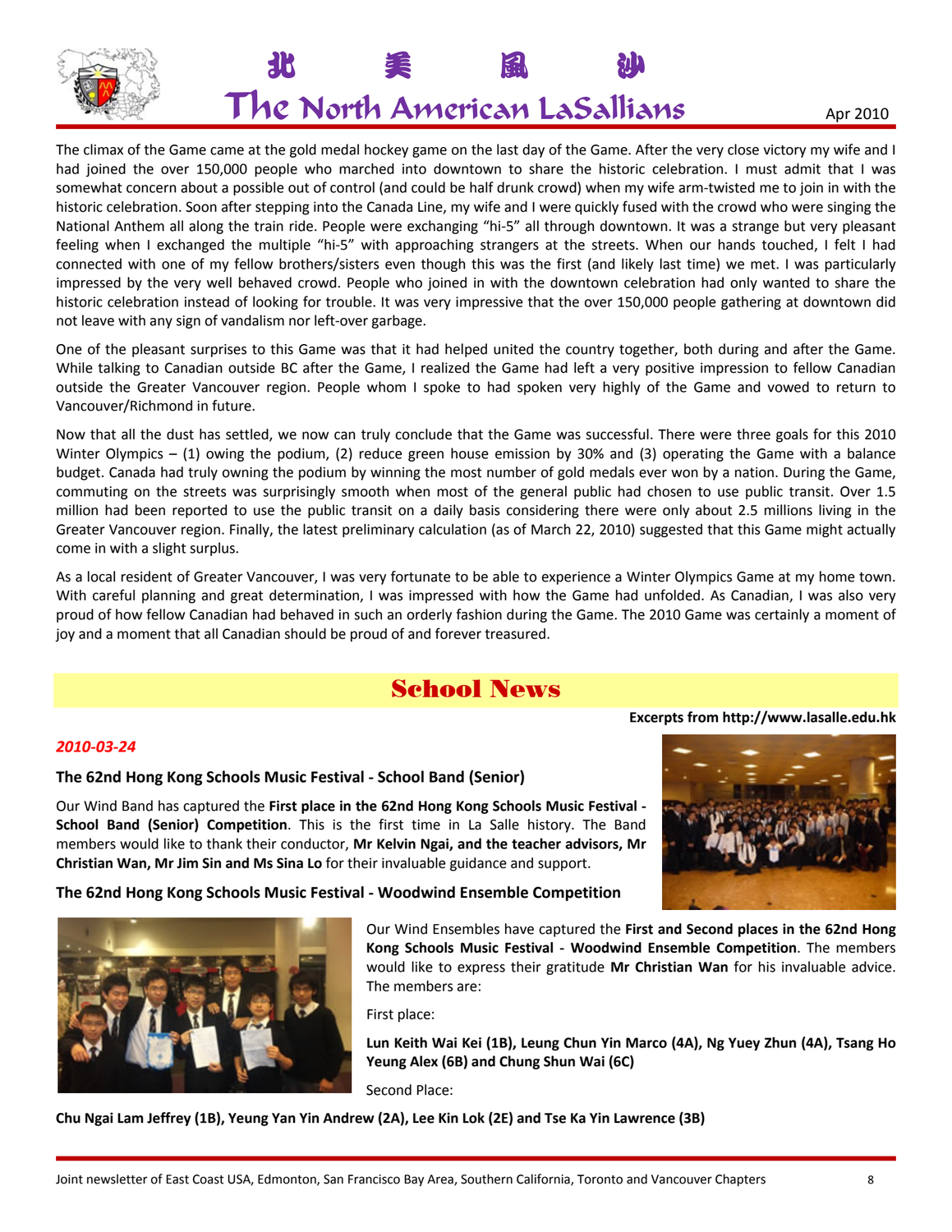The climax of the Game came at the gold medal hockey game on the last day of the Game. After the very close victory my wife and I had joined the over 150,000 people who marched into downtown to share the historic celebration. I must admit that I was somewhat concern about a possible out of control (and could be half drunk crowd) when my wife arm-twisted me to join in with the historic celebration. Soon after stepping into the Canada Line, my wife and I were quickly fused with the crowd who were singing the National Anthem all along the train ride. People were exchanging "hi-5" all through downtown. It was a strange but very pleasant feeling when I exchanged the multiple "hi-5" with approaching strangers at the streets. When our hands touched, I felt I had connected with one of my fellow brothers/sisters even though this was the first (and likely last time) we met. I was particularly impressed by the very well behaved crowd. People who joined in with the downtown celebration had only wanted to share the historic celebration instead of looking for trouble. It was very impressive that the over 150,000 people gathering at downtown did not leave with any sign of vandalism nor left-over garbage.

One of the pleasant surprises to this Game was that it had helped united the country together, both during and after the Game. While talking to Canadian outside BC after the Game, I realized the Game had left a very positive impression to fellow Canadian outside the Greater Vancouver region. People whom I spoke to had spoken very highly of the Game and vowed to return to Vancouver/Richmond in future.

Now that all the dust has settled, we now can truly conclude that the Game was successful. There were three goals for this 2010 Winter Olympics – (1) owing the podium, (2) reduce green house emission by 30% and (3) operating the Game with a balance budget. Canada had truly owning the podium by winning the most number of gold medals ever won by a nation. During the Game, commuting on the streets was surprisingly smooth when most of the general public had chosen to use public transit. Over 1.5 million had been reported to use the public transit on a daily basis considering there were only about 2.5 millions living in the Greater Vancouver region. Finally, the latest preliminary calculation (as of March 22, 2010) suggested that this Game might actually come in with a slight surplus.

As a local resident of Greater Vancouver, I was very fortunate to be able to experience a Winter Olympics Game at my home town. With careful planning and great determination, I was impressed with how the Game had unfolded. As Canadian, I was also very proud of how fellow Canadian had behaved in such an orderly fashion during the Game. The 2010 Game was certainly a moment of joy and a moment that all Canadian should be proud of and forever treasured.

## School News

**Excerpts from http://www.lasalle.edu.hk**

*2010-03-24*

### The 62nd Hong Kong Schools Music Festival - School Band (Senior)

Our Wind Band has captured the **First place in the 62nd Hong Kong Schools Music Festival - School Band (Senior) Competition**. This is the first time in La Salle history. The Band members would like to thank their conductor, **Mr Kelvin Ngai, and the teacher advisors, Mr Christian Wan, Mr Jim Sin and Ms Sina Lo** for their invaluable guidance and support.

### The 62nd Hong Kong Schools Music Festival - Woodwind Ensemble Competition

Our Wind Ensembles have captured the **First and Second places in the 62nd Hong Kong Schools Music Festival - Woodwind Ensemble Competition**. The members would like to express their gratitude **Mr Christian Wan** for his invaluable advice. The members are:

First place:

**Lun Keith Wai Kei (1B), Leung Chun Yin Marco (4A), Ng Yuey Zhun (4A), Tsang Ho Yeung Alex (6B) and Chung Shun Wai (6C)**

Second Place:

**Chu Ngai Lam Jeffrey (1B), Yeung Yan Yin Andrew (2A), Lee Kin Lok (2E) and Tse Ka Yin Lawrence (3B)**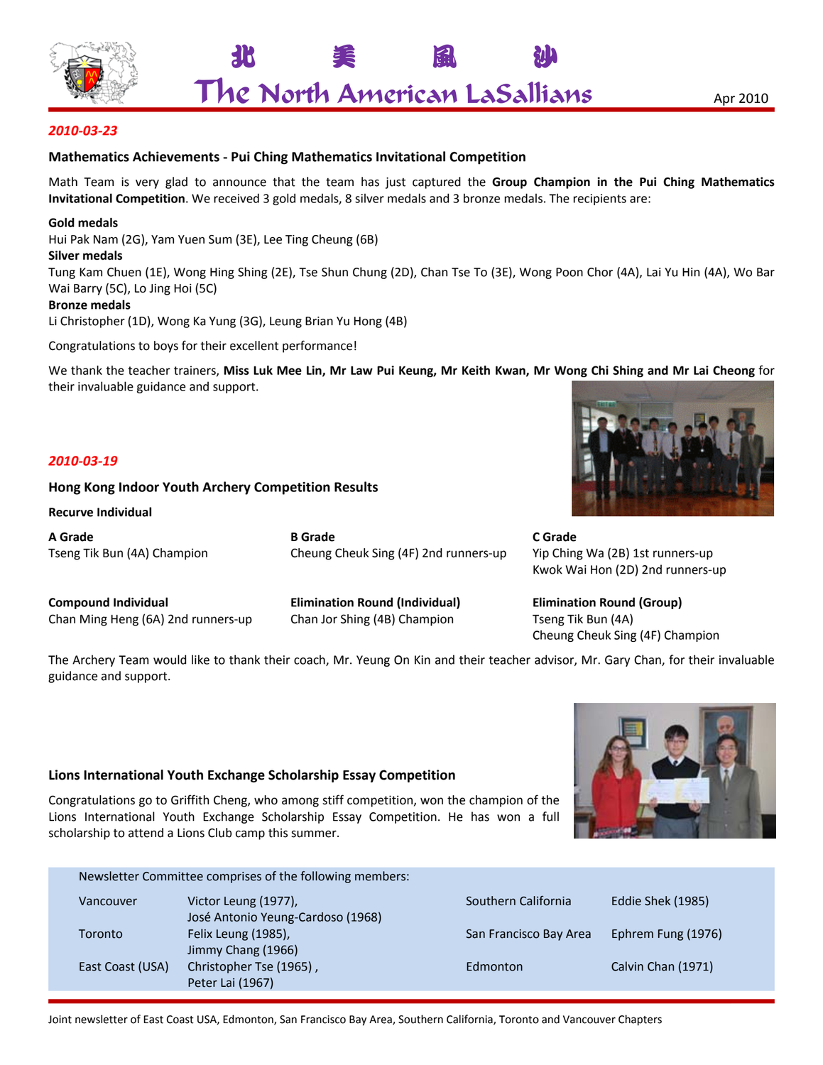# 北美風沙
# The North American LaSallians

Apr 2010

***2010-03-23***

### Mathematics Achievements - Pui Ching Mathematics Invitational Competition

Math Team is very glad to announce that the team has just captured the **Group Champion in the Pui Ching Mathematics Invitational Competition**. We received 3 gold medals, 8 silver medals and 3 bronze medals. The recipients are:

**Gold medals**
Hui Pak Nam (2G), Yam Yuen Sum (3E), Lee Ting Cheung (6B)
**Silver medals**
Tung Kam Chuen (1E), Wong Hing Shing (2E), Tse Shun Chung (2D), Chan Tse To (3E), Wong Poon Chor (4A), Lai Yu Hin (4A), Wo Bar Wai Barry (5C), Lo Jing Hoi (5C)
**Bronze medals**
Li Christopher (1D), Wong Ka Yung (3G), Leung Brian Yu Hong (4B)

Congratulations to boys for their excellent performance!

We thank the teacher trainers, **Miss Luk Mee Lin, Mr Law Pui Keung, Mr Keith Kwan, Mr Wong Chi Shing and Mr Lai Cheong** for their invaluable guidance and support.

***2010-03-19***

### Hong Kong Indoor Youth Archery Competition Results

**Recurve Individual**

**A Grade**
Tseng Tik Bun (4A) Champion

**B Grade**
Cheung Cheuk Sing (4F) 2nd runners-up

**C Grade**
Yip Ching Wa (2B) 1st runners-up
Kwok Wai Hon (2D) 2nd runners-up

**Compound Individual**
Chan Ming Heng (6A) 2nd runners-up

**Elimination Round (Individual)**
Chan Jor Shing (4B) Champion

**Elimination Round (Group)**
Tseng Tik Bun (4A)
Cheung Cheuk Sing (4F) Champion

The Archery Team would like to thank their coach, Mr. Yeung On Kin and their teacher advisor, Mr. Gary Chan, for their invaluable guidance and support.

### Lions International Youth Exchange Scholarship Essay Competition

Congratulations go to Griffith Cheng, who among stiff competition, won the champion of the Lions International Youth Exchange Scholarship Essay Competition. He has won a full scholarship to attend a Lions Club camp this summer.

Newsletter Committee comprises of the following members:

| | | | |
|---|---|---|---|
| Vancouver | Victor Leung (1977), José Antonio Yeung-Cardoso (1968) | Southern California | Eddie Shek (1985) |
| Toronto | Felix Leung (1985), Jimmy Chang (1966) | San Francisco Bay Area | Ephrem Fung (1976) |
| East Coast (USA) | Christopher Tse (1965), Peter Lai (1967) | Edmonton | Calvin Chan (1971) |

Joint newsletter of East Coast USA, Edmonton, San Francisco Bay Area, Southern California, Toronto and Vancouver Chapters